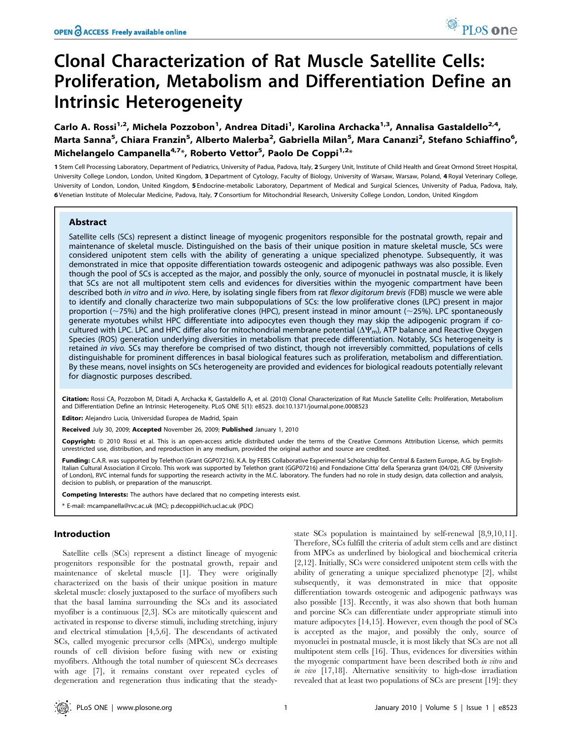# Clonal Characterization of Rat Muscle Satellite Cells: Proliferation, Metabolism and Differentiation Define an Intrinsic Heterogeneity

Carlo A. Rossi[1,2], Michela Pozzobon[1], Andrea Ditadi[1], Karolina Archacka[1,3], Annalisa Gastaldello[2,4], Marta Sanna[5], Chiara Franzin[5], Alberto Malerba[2], Gabriella Milan[5], Mara Cananzi[2], Stefano Schiaffino[6], Michelangelo Campanella[4,7]*, Roberto Vettor[5], Paolo De Coppi[1,2]*

1 Stem Cell Processing Laboratory, Department of Pediatrics, University of Padua, Padova, Italy, 2 Surgery Unit, Institute of Child Health and Great Ormond Street Hospital, University College London, London, United Kingdom, 3 Department of Cytology, Faculty of Biology, University of Warsaw, Warsaw, Poland, 4 Royal Veterinary College, University of London, London, United Kingdom, 5 Endocrine-metabolic Laboratory, Department of Medical and Surgical Sciences, University of Padua, Padova, Italy, 6 Venetian Institute of Molecular Medicine, Padova, Italy, 7 Consortium for Mitochondrial Research, University College London, London, United Kingdom

## Abstract

Satellite cells (SCs) represent a distinct lineage of myogenic progenitors responsible for the postnatal growth, repair and maintenance of skeletal muscle. Distinguished on the basis of their unique position in mature skeletal muscle, SCs were considered unipotent stem cells with the ability of generating a unique specialized phenotype. Subsequently, it was demonstrated in mice that opposite differentiation towards osteogenic and adipogenic pathways was also possible. Even though the pool of SCs is accepted as the major, and possibly the only, source of myonuclei in postnatal muscle, it is likely that SCs are not all multipotent stem cells and evidences for diversities within the myogenic compartment have been described both *in vitro* and *in vivo*. Here, by isolating single fibers from rat *flexor digitorum brevis* (FDB) muscle we were able to identify and clonally characterize two main subpopulations of SCs: the low proliferative clones (LPC) present in major proportion (~75%) and the high proliferative clones (HPC), present instead in minor amount (~25%). LPC spontaneously generate myotubes whilst HPC differentiate into adipocytes even though they may skip the adipogenic program if co-cultured with LPC. LPC and HPC differ also for mitochondrial membrane potential ($\Delta\Psi_m$), ATP balance and Reactive Oxygen Species (ROS) generation underlying diversities in metabolism that precede differentiation. Notably, SCs heterogeneity is retained *in vivo*. SCs may therefore be comprised of two distinct, though not irreversibly committed, populations of cells distinguishable for prominent differences in basal biological features such as proliferation, metabolism and differentiation. By these means, novel insights on SCs heterogeneity are provided and evidences for biological readouts potentially relevant for diagnostic purposes described.

**Citation:** Rossi CA, Pozzobon M, Ditadi A, Archacka K, Gastaldello A, et al. (2010) Clonal Characterization of Rat Muscle Satellite Cells: Proliferation, Metabolism and Differentiation Define an Intrinsic Heterogeneity. PLoS ONE 5(1): e8523. doi:10.1371/journal.pone.0008523

**Editor:** Alejandro Lucia, Universidad Europea de Madrid, Spain

**Received** July 30, 2009; **Accepted** November 26, 2009; **Published** January 1, 2010

**Copyright:** © 2010 Rossi et al. This is an open-access article distributed under the terms of the Creative Commons Attribution License, which permits unrestricted use, distribution, and reproduction in any medium, provided the original author and source are credited.

**Funding:** C.A.R. was supported by Telethon (Grant GGP07216). K.A. by FEBS Collaborative Experimental Scholarship for Central & Eastern Europe, A.G. by English-Italian Cultural Association il Circolo. This work was supported by Telethon grant (GGP07216) and Fondazione Citta' della Speranza grant (04/02), CRF (University of London), RVC internal funds for supporting the research activity in the M.C. laboratory. The funders had no role in study design, data collection and analysis, decision to publish, or preparation of the manuscript.

**Competing Interests:** The authors have declared that no competing interests exist.

\* E-mail: mcampanella@rvc.ac.uk (MC); p.decoppi@ich.ucl.ac.uk (PDC)

## Introduction

Satellite cells (SCs) represent a distinct lineage of myogenic progenitors responsible for the postnatal growth, repair and maintenance of skeletal muscle [1]. They were originally characterized on the basis of their unique position in mature skeletal muscle: closely juxtaposed to the surface of myofibers such that the basal lamina surrounding the SCs and its associated myofiber is a continuous [2,3]. SCs are mitotically quiescent and activated in response to diverse stimuli, including stretching, injury and electrical stimulation [4,5,6]. The descendants of activated SCs, called myogenic precursor cells (MPCs), undergo multiple rounds of cell division before fusing with new or existing myofibers. Although the total number of quiescent SCs decreases with age [7], it remains constant over repeated cycles of degeneration and regeneration thus indicating that the steady-state SCs population is maintained by self-renewal [8,9,10,11]. Therefore, SCs fulfill the criteria of adult stem cells and are distinct from MPCs as underlined by biological and biochemical criteria [2,12]. Initially, SCs were considered unipotent stem cells with the ability of generating a unique specialized phenotype [2], whilst subsequently, it was demonstrated in mice that opposite differentiation towards osteogenic and adipogenic pathways was also possible [13]. Recently, it was also shown that both human and porcine SCs can differentiate under appropriate stimuli into mature adipocytes [14,15]. However, even though the pool of SCs is accepted as the major, and possibly the only, source of myonuclei in postnatal muscle, it is most likely that SCs are not all multipotent stem cells [16]. Thus, evidences for diversities within the myogenic compartment have been described both *in vitro* and *in vivo* [17,18]. Alternative sensitivity to high-dose irradiation revealed that at least two populations of SCs are present [19]: they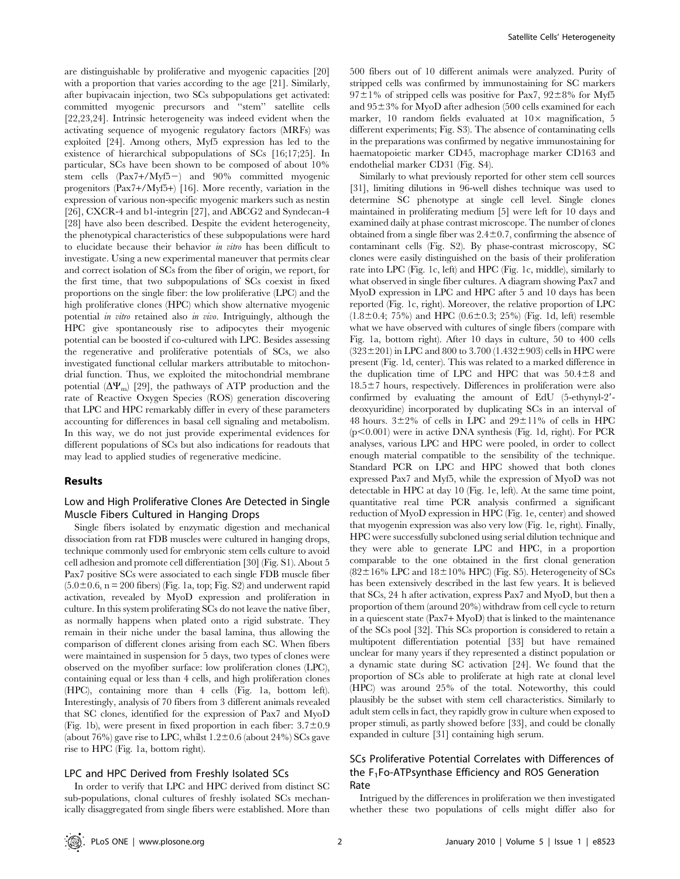are distinguishable by proliferative and myogenic capacities [20] with a proportion that varies according to the age [21]. Similarly, after bupivacain injection, two SCs subpopulations get activated: committed myogenic precursors and "stem" satellite cells [22,23,24]. Intrinsic heterogeneity was indeed evident when the activating sequence of myogenic regulatory factors (MRFs) was exploited [24]. Among others, Myf5 expression has led to the existence of hierarchical subpopulations of SCs [16;17;25]. In particular, SCs have been shown to be composed of about 10% stem cells (Pax7+/Myf5−) and 90% committed myogenic progenitors (Pax7+/Myf5+) [16]. More recently, variation in the expression of various non-specific myogenic markers such as nestin [26], CXCR-4 and b1-integrin [27], and ABCG2 and Syndecan-4 [28] have also been described. Despite the evident heterogeneity, the phenotypical characteristics of these subpopulations were hard to elucidate because their behavior *in vitro* has been difficult to investigate. Using a new experimental maneuver that permits clear and correct isolation of SCs from the fiber of origin, we report, for the first time, that two subpopulations of SCs coexist in fixed proportions on the single fiber: the low proliferative (LPC) and the high proliferative clones (HPC) which show alternative myogenic potential *in vitro* retained also *in vivo*. Intriguingly, although the HPC give spontaneously rise to adipocytes their myogenic potential can be boosted if co-cultured with LPC. Besides assessing the regenerative and proliferative potentials of SCs, we also investigated functional cellular markers attributable to mitochondrial function. Thus, we exploited the mitochondrial membrane potential ($\Delta\Psi_m$) [29], the pathways of ATP production and the rate of Reactive Oxygen Species (ROS) generation discovering that LPC and HPC remarkably differ in every of these parameters accounting for differences in basal cell signaling and metabolism. In this way, we do not just provide experimental evidences for different populations of SCs but also indications for readouts that may lead to applied studies of regenerative medicine.

## Results

### Low and High Proliferative Clones Are Detected in Single Muscle Fibers Cultured in Hanging Drops

Single fibers isolated by enzymatic digestion and mechanical dissociation from rat FDB muscles were cultured in hanging drops, technique commonly used for embryonic stem cells culture to avoid cell adhesion and promote cell differentiation [30] (Fig. S1). About 5 Pax7 positive SCs were associated to each single FDB muscle fiber ($5.0\pm0.6$, n = 200 fibers) (Fig. 1a, top; Fig. S2) and underwent rapid activation, revealed by MyoD expression and proliferation in culture. In this system proliferating SCs do not leave the native fiber, as normally happens when plated onto a rigid substrate. They remain in their niche under the basal lamina, thus allowing the comparison of different clones arising from each SC. When fibers were maintained in suspension for 5 days, two types of clones were observed on the myofiber surface: low proliferation clones (LPC), containing equal or less than 4 cells, and high proliferation clones (HPC), containing more than 4 cells (Fig. 1a, bottom left). Interestingly, analysis of 70 fibers from 3 different animals revealed that SC clones, identified for the expression of Pax7 and MyoD (Fig. 1b), were present in fixed proportion in each fiber: $3.7\pm0.9$ (about 76%) gave rise to LPC, whilst $1.2\pm0.6$ (about 24%) SCs gave rise to HPC (Fig. 1a, bottom right).

### LPC and HPC Derived from Freshly Isolated SCs

In order to verify that LPC and HPC derived from distinct SC sub-populations, clonal cultures of freshly isolated SCs mechanically disaggregated from single fibers were established. More than 500 fibers out of 10 different animals were analyzed. Purity of stripped cells was confirmed by immunostaining for SC markers $97\pm1\%$ of stripped cells was positive for Pax7, $92\pm8\%$ for Myf5 and $95\pm3\%$ for MyoD after adhesion (500 cells examined for each marker, 10 random fields evaluated at 10× magnification, 5 different experiments; Fig. S3). The absence of contaminating cells in the preparations was confirmed by negative immunostaining for haematopoietic marker CD45, macrophage marker CD163 and endothelial marker CD31 (Fig. S4).

Similarly to what previously reported for other stem cell sources [31], limiting dilutions in 96-well dishes technique was used to determine SC phenotype at single cell level. Single clones maintained in proliferating medium [5] were left for 10 days and examined daily at phase contrast microscope. The number of clones obtained from a single fiber was $2.4\pm0.7$, confirming the absence of contaminant cells (Fig. S2). By phase-contrast microscopy, SC clones were easily distinguished on the basis of their proliferation rate into LPC (Fig. 1c, left) and HPC (Fig. 1c, middle), similarly to what observed in single fiber cultures. A diagram showing Pax7 and MyoD expression in LPC and HPC after 5 and 10 days has been reported (Fig. 1c, right). Moreover, the relative proportion of LPC ($1.8\pm0.4$; 75%) and HPC ($0.6\pm0.3$; 25%) (Fig. 1d, left) resemble what we have observed with cultures of single fibers (compare with Fig. 1a, bottom right). After 10 days in culture, 50 to 400 cells ($323\pm201$) in LPC and 800 to 3.700 ($1.432\pm903$) cells in HPC were present (Fig. 1d, center). This was related to a marked difference in the duplication time of LPC and HPC that was $50.4\pm8$ and $18.5\pm7$ hours, respectively. Differences in proliferation were also confirmed by evaluating the amount of EdU (5-ethynyl-2′-deoxyuridine) incorporated by duplicating SCs in an interval of 48 hours. $3\pm2\%$ of cells in LPC and $29\pm11\%$ of cells in HPC ($p<0.001$) were in active DNA synthesis (Fig. 1d, right). For PCR analyses, various LPC and HPC were pooled, in order to collect enough material compatible to the sensibility of the technique. Standard PCR on LPC and HPC showed that both clones expressed Pax7 and Myf5, while the expression of MyoD was not detectable in HPC at day 10 (Fig. 1e, left). At the same time point, quantitative real time PCR analysis confirmed a significant reduction of MyoD expression in HPC (Fig. 1e, center) and showed that myogenin expression was also very low (Fig. 1e, right). Finally, HPC were successfully subcloned using serial dilution technique and they were able to generate LPC and HPC, in a proportion comparable to the one obtained in the first clonal generation ($82\pm16\%$ LPC and $18\pm10\%$ HPC) (Fig. S5). Heterogeneity of SCs has been extensively described in the last few years. It is believed that SCs, 24 h after activation, express Pax7 and MyoD, but then a proportion of them (around 20%) withdraw from cell cycle to return in a quiescent state (Pax7+ MyoD) that is linked to the maintenance of the SCs pool [32]. This SCs proportion is considered to retain a multipotent differentiation potential [33] but have remained unclear for many years if they represented a distinct population or a dynamic state during SC activation [24]. We found that the proportion of SCs able to proliferate at high rate at clonal level (HPC) was around 25% of the total. Noteworthy, this could plausibly be the subset with stem cell characteristics. Similarly to adult stem cells in fact, they rapidly grow in culture when exposed to proper stimuli, as partly showed before [33], and could be clonally expanded in culture [31] containing high serum.

### SCs Proliferative Potential Correlates with Differences of the $F_1F_o$-ATPsynthase Efficiency and ROS Generation Rate

Intrigued by the differences in proliferation we then investigated whether these two populations of cells might differ also for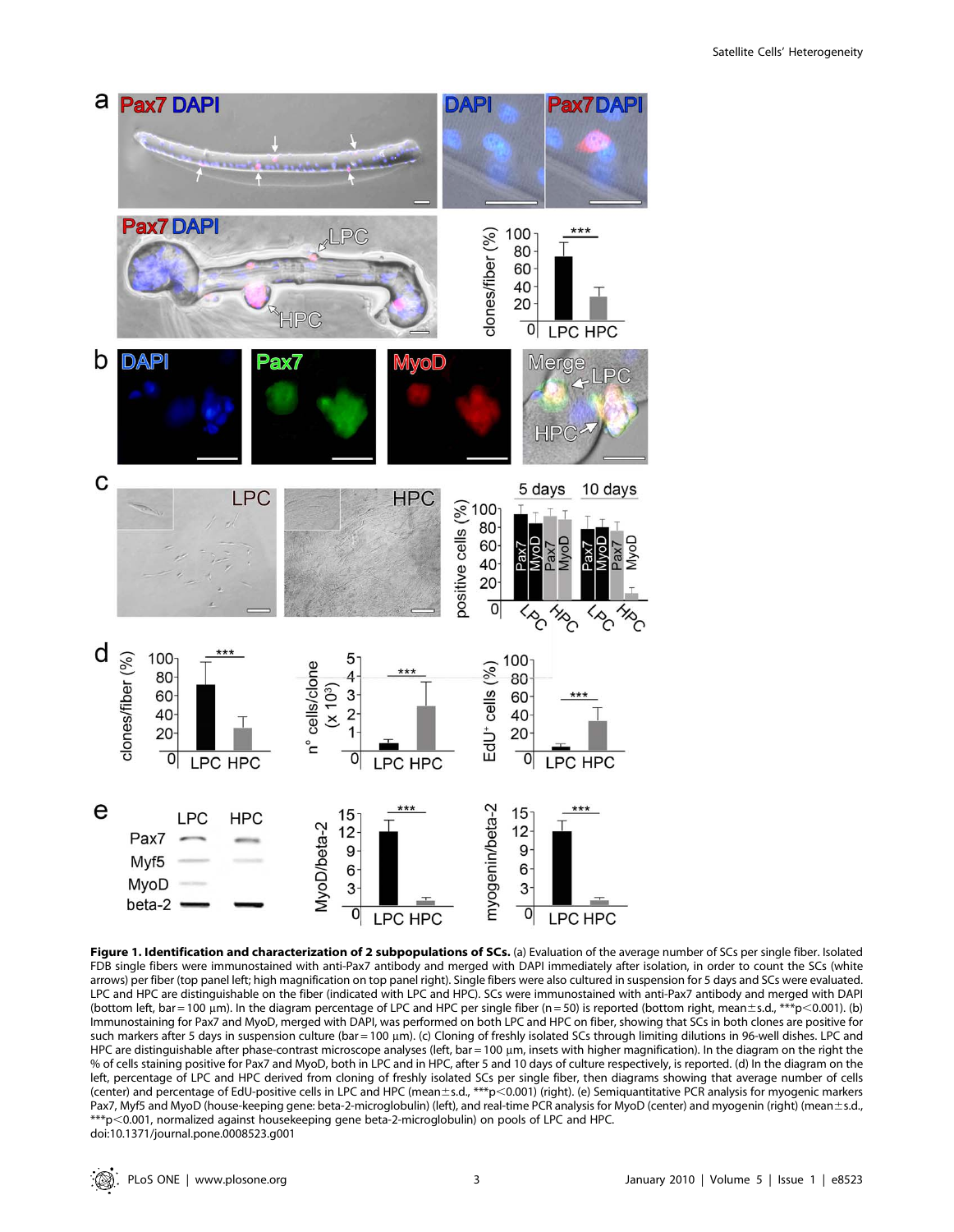**Figure 1. Identification and characterization of 2 subpopulations of SCs.** (a) Evaluation of the average number of SCs per single fiber. Isolated FDB single fibers were immunostained with anti-Pax7 antibody and merged with DAPI immediately after isolation, in order to count the SCs (white arrows) per fiber (top panel left; high magnification on top panel right). Single fibers were also cultured in suspension for 5 days and SCs were evaluated. LPC and HPC are distinguishable on the fiber (indicated with LPC and HPC). SCs were immunostained with anti-Pax7 antibody and merged with DAPI (bottom left, bar = 100 µm). In the diagram percentage of LPC and HPC per single fiber (n = 50) is reported (bottom right, mean±s.d., ***p<0.001). (b) Immunostaining for Pax7 and MyoD, merged with DAPI, was performed on both LPC and HPC on fiber, showing that SCs in both clones are positive for such markers after 5 days in suspension culture (bar = 100 µm). (c) Cloning of freshly isolated SCs through limiting dilutions in 96-well dishes. LPC and HPC are distinguishable after phase-contrast microscope analyses (left, bar = 100 µm, insets with higher magnification). In the diagram on the right the % of cells staining positive for Pax7 and MyoD, both in LPC and in HPC, after 5 and 10 days of culture respectively, is reported. (d) In the diagram on the left, percentage of LPC and HPC derived from cloning of freshly isolated SCs per single fiber, then diagrams showing that average number of cells (center) and percentage of EdU-positive cells in LPC and HPC (mean±s.d., ***p<0.001) (right). (e) Semiquantitative PCR analysis for myogenic markers Pax7, Myf5 and MyoD (house-keeping gene: beta-2-microglobulin) (left), and real-time PCR analysis for MyoD (center) and myogenin (right) (mean±s.d., ***p<0.001, normalized against housekeeping gene beta-2-microglobulin) on pools of LPC and HPC.
doi:10.1371/journal.pone.0008523.g001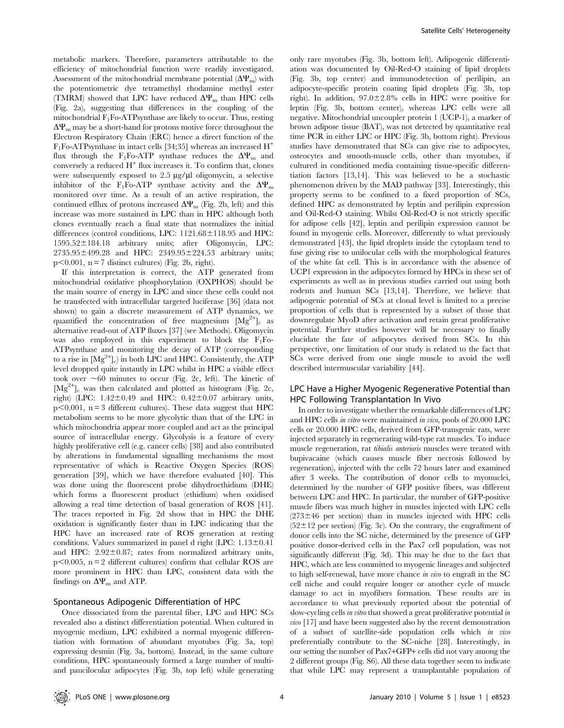metabolic markers. Therefore, parameters attributable to the efficiency of mitochondrial function were readily investigated. Assessment of the mitochondrial membrane potential ($\Delta\Psi_m$) with the potentiometric dye tetramethyl rhodamine methyl ester (TMRM) showed that LPC have reduced $\Delta\Psi_m$ than HPC cells (Fig. 2a), suggesting that differences in the coupling of the mitochondrial $F_1Fo$-ATPsynthase are likely to occur. Thus, resting $\Delta\Psi_m$ may be a short-hand for protons motive force throughout the Electron Respiratory Chain (ERC) hence a direct function of the $F_1Fo$-ATPsynthase in intact cells [34;35] whereas an increased $H^+$ flux through the $F_1Fo$-ATP synthase reduces the $\Delta\Psi_m$ and conversely a reduced $H^+$ flux increases it. To confirm that, clones were subsequently exposed to 2.5 µg/µl oligomycin, a selective inhibitor of the $F_1Fo$-ATP synthase activity and the $\Delta\Psi_m$ monitored over time. As a result of an active respiration, the continued efflux of protons increased $\Delta\Psi_m$ (Fig. 2b, left) and this increase was more sustained in LPC than in HPC although both clones eventually reach a final state that normalizes the initial differences (control conditions, LPC: 1121.68±118.95 and HPC: 1595.52±184.18 arbitrary units; after Oligomycin, LPC: 2735.95±499.28 and HPC: 2349.95±224.53 arbitrary units; $p<0.001$, n = 7 distinct cultures) (Fig. 2b, right).

If this interpretation is correct, the ATP generated from mitochondrial oxidative phosphorylation (OXPHOS) should be the main source of energy in LPC and since these cells could not be transfected with intracellular targeted luciferase [36] (data not shown) to gain a discrete measurement of ATP dynamics, we quantified the concentration of free magnesium $[Mg^{2+}]_c$ as alternative read-out of ATP fluxes [37] (see Methods). Oligomycin was also employed in this experiment to block the $F_1Fo$-ATPsynthase and monitoring the decay of ATP (corresponding to a rise in $[Mg^{2+}]_c$) in both LPC and HPC. Consistently, the ATP level dropped quite instantly in LPC whilst in HPC a visible effect took over ~60 minutes to occur (Fig. 2c, left). The kinetic of $[Mg^{2+}]_c$ was then calculated and plotted as histogram (Fig. 2c, right) (LPC: 1.42±0.49 and HPC: 0.42±0.07 arbitrary units, $p<0.001$, n = 3 different cultures). These data suggest that HPC metabolism seems to be more glycolytic than that of the LPC in which mitochondria appear more coupled and act as the principal source of intracellular energy. Glycolysis is a feature of every highly proliferative cell (e.g. cancer cells) [38] and also contributed by alterations in fundamental signalling mechanisms the most representative of which is Reactive Oxygen Species (ROS) generation [39], which we have therefore evaluated [40]. This was done using the fluorescent probe dihydroethidium (DHE) which forms a fluorescent product (ethidium) when oxidised allowing a real time detection of basal generation of ROS [41]. The traces reported in Fig. 2d show that in HPC the DHE oxidation is significantly faster than in LPC indicating that the HPC have an increased rate of ROS generation at resting conditions. Values summarized in panel d right (LPC: 1.13±0.41 and HPC: 2.92±0.87; rates from normalized arbitrary units, $p<0.005$, n = 2 different cultures) confirm that cellular ROS are more prominent in HPC than LPC, consistent data with the findings on $\Delta\Psi_m$ and ATP.

## Spontaneous Adipogenic Differentiation of HPC

Once dissociated from the parental fiber, LPC and HPC SCs revealed also a distinct differentiation potential. When cultured in myogenic medium, LPC exhibited a normal myogenic differentiation with formation of abundant myotubes (Fig. 3a, top) expressing desmin (Fig. 3a, bottom). Instead, in the same culture conditions, HPC spontaneously formed a large number of multi- and paucilocular adipocytes (Fig. 3b, top left) while generating only rare myotubes (Fig. 3b, bottom left). Adipogenic differentiation was documented by Oil-Red-O staining of lipid droplets (Fig. 3b, top center) and immunodetection of perilipin, an adipocyte-specific protein coating lipid droplets (Fig. 3b, top right). In addition, 97.0±2.8% cells in HPC were positive for leptin (Fig. 3b, bottom center), whereas LPC cells were all negative. Mitochondrial uncoupler protein 1 (UCP-1), a marker of brown adipose tissue (BAT), was not detected by quantitative real time PCR in either LPC or HPC (Fig. 3b, bottom right). Previous studies have demonstrated that SCs can give rise to adipocytes, osteocytes and smooth-muscle cells, other than myotubes, if cultured in conditioned media containing tissue-specific differentiation factors [13,14]. This was believed to be a stochastic phenomenon driven by the MAD pathway [33]. Interestingly, this property seems to be confined to a fixed proportion of SCs, defined HPC as demonstrated by leptin and perilipin expression and Oil-Red-O staining. Whilst Oil-Red-O is not strictly specific for adipose cells [42], leptin and perilipin expression cannot be found in myogenic cells. Moreover, differently to what previously demonstrated [43], the lipid droplets inside the cytoplasm tend to fuse giving rise to unilocular cells with the morphological features of the white fat cell. This is in accordance with the absence of UCP1 expression in the adipocytes formed by HPCs in these set of experiments as well as in previous studies carried out using both rodents and human SCs [13,14]. Therefore, we believe that adipogenic potential of SCs at clonal level is limited to a precise proportion of cells that is represented by a subset of those that downregulate MyoD after activation and retain great proliferative potential. Further studies however will be necessary to finally elucidate the fate of adipocytes derived from SCs. In this perspective, one limitation of our study is related to the fact that SCs were derived from one single muscle to avoid the well described intermuscular variability [44].

## LPC Have a Higher Myogenic Regenerative Potential than HPC Following Transplantation In Vivo

In order to investigate whether the remarkable differences of LPC and HPC cells *in vitro* were maintained *in vivo*, pools of 20.000 LPC cells or 20.000 HPC cells, derived from GFP-transgenic rats, were injected separately in regenerating wild-type rat muscles. To induce muscle regeneration, rat *tibialis anterioris* muscles were treated with bupivacaine (which causes muscle fiber necrosis followed by regeneration), injected with the cells 72 hours later and examined after 3 weeks. The contribution of donor cells to myonuclei, determined by the number of GFP positive fibers, was different between LPC and HPC. In particular, the number of GFP-positive muscle fibers was much higher in muscles injected with LPC cells (273±46 per section) than in muscles injected with HPC cells (52±12 per section) (Fig. 3c). On the contrary, the engraftment of donor cells into the SC niche, determined by the presence of GFP positive donor-derived cells in the Pax7 cell population, was not significantly different (Fig. 3d). This may be due to the fact that HPC, which are less committed to myogenic lineages and subjected to high self-renewal, have more chance *in vivo* to engraft in the SC cell niche and could require longer or another cycle of muscle damage to act in myofibers formation. These results are in accordance to what previously reported about the potential of slow-cycling cells *in vitro* that showed a great proliferative potential *in vivo* [17] and have been suggested also by the recent demonstration of a subset of satellite-side population cells which *in vivo* preferentially contribute to the SC-niche [28]. Interestingly, in our setting the number of Pax7+GFP+ cells did not vary among the 2 different groups (Fig. S6). All these data together seem to indicate that while LPC may represent a transplantable population of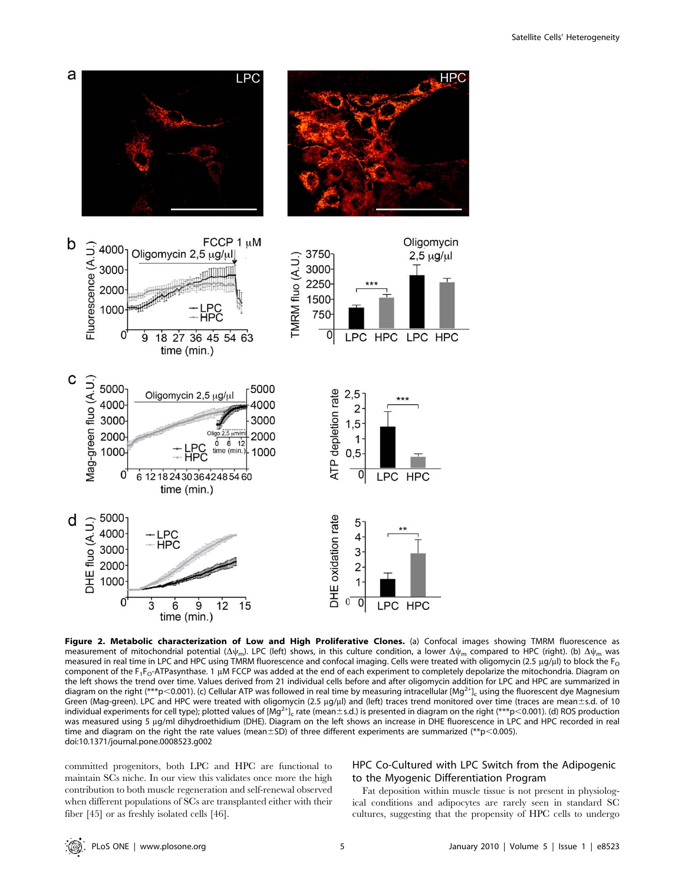**Figure 2. Metabolic characterization of Low and High Proliferative Clones.** (a) Confocal images showing TMRM fluorescence as measurement of mitochondrial potential ($\Delta\psi_m$). LPC (left) shows, in this culture condition, a lower $\Delta\psi_m$ compared to HPC (right). (b) $\Delta\psi_m$ was measured in real time in LPC and HPC using TMRM fluorescence and confocal imaging. Cells were treated with oligomycin (2.5 µg/µl) to block the $F_O$ component of the $F_1F_O$-ATPasynthase. 1 µM FCCP was added at the end of each experiment to completely depolarize the mitochondria. Diagram on the left shows the trend over time. Values derived from 21 individual cells before and after oligomycin addition for LPC and HPC are summarized in diagram on the right (***$p<0.001$). (c) Cellular ATP was followed in real time by measuring intracellular $[Mg^{2+}]_c$ using the fluorescent dye Magnesium Green (Mag-green). LPC and HPC were treated with oligomycin (2.5 µg/µl) and (left) traces trend monitored over time (traces are mean±s.d. of 10 individual experiments for cell type); plotted values of $[Mg^{2+}]_c$ rate (mean±s.d.) is presented in diagram on the right (***$p<0.001$). (d) ROS production was measured using 5 µg/ml dihydroethidium (DHE). Diagram on the left shows an increase in DHE fluorescence in LPC and HPC recorded in real time and diagram on the right the rate values (mean±SD) of three different experiments are summarized (**$p<0.005$).
doi:10.1371/journal.pone.0008523.g002

committed progenitors, both LPC and HPC are functional to maintain SCs niche. In our view this validates once more the high contribution to both muscle regeneration and self-renewal observed when different populations of SCs are transplanted either with their fiber [45] or as freshly isolated cells [46].

## HPC Co-Cultured with LPC Switch from the Adipogenic to the Myogenic Differentiation Program

Fat deposition within muscle tissue is not present in physiological conditions and adipocytes are rarely seen in standard SC cultures, suggesting that the propensity of HPC cells to undergo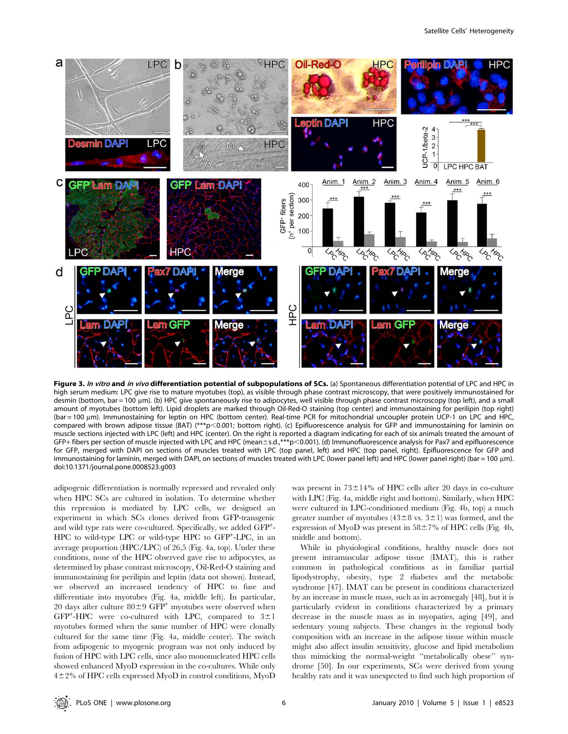**Figure 3. *In vitro* and *in vivo* differentiation potential of subpopulations of SCs.** (a) Spontaneous differentiation potential of LPC and HPC in high serum medium: LPC give rise to mature myotubes (top), as visible through phase contrast microscopy, that were positively immunostained for desmin (bottom, bar = 100 μm). (b) HPC give spontaneously rise to adipocytes, well visible through phase contrast microscopy (top left), and a small amount of myotubes (bottom left). Lipid droplets are marked through Oil-Red-O staining (top center) and immunostaining for perilipin (top right) (bar = 100 μm). Immunostaining for leptin on HPC (bottom center). Real-time PCR for mitochondrial uncoupler protein UCP-1 on LPC and HPC, compared with brown adipose tissue (BAT) (***p<0.001; bottom right). (c) Epifluorescence analysis for GFP and immunostaining for laminin on muscle sections injected with LPC (left) and HPC (center). On the right is reported a diagram indicating for each of six animals treated the amount of GFP+ fibers per section of muscle injected with LPC and HPC (mean±s.d.,***p<0.001). (d) Immunofluorescence analysis for Pax7 and epifluorescence for GFP, merged with DAPI on sections of muscles treated with LPC (top panel, left) and HPC (top panel, right). Epifluorescence for GFP and immunostaining for laminin, merged with DAPI, on sections of muscles treated with LPC (lower panel left) and HPC (lower panel right) (bar = 100 μm). doi:10.1371/journal.pone.0008523.g003

adipogenic differentiation is normally repressed and revealed only when HPC SCs are cultured in isolation. To determine whether this repression is mediated by LPC cells, we designed an experiment in which SCs clones derived from GFP-transgenic and wild type rats were co-cultured. Specifically, we added GFP$^+$-HPC to wild-type LPC or wild-type HPC to GFP$^+$-LPC, in an average proportion (HPC/LPC) of 26,5 (Fig. 4a, top). Under these conditions, none of the HPC observed gave rise to adipocytes, as determined by phase contrast microscopy, Oil-Red-O staining and immunostaining for perilipin and leptin (data not shown). Instead, we observed an increased tendency of HPC to fuse and differentiate into myotubes (Fig. 4a, middle left). In particular, 20 days after culture 80±9 GFP$^+$ myotubes were observed when GFP$^+$-HPC were co-cultured with LPC, compared to 3±1 myotubes formed when the same number of HPC were clonally cultured for the same time (Fig. 4a, middle center). The switch from adipogenic to myogenic program was not only induced by fusion of HPC with LPC cells, since also mononucleated HPC cells showed enhanced MyoD expression in the co-cultures. While only 4±2% of HPC cells expressed MyoD in control conditions, MyoD was present in 73±14% of HPC cells after 20 days in co-culture with LPC (Fig. 4a, middle right and bottom). Similarly, when HPC were cultured in LPC-conditioned medium (Fig. 4b, top) a much greater number of myotubes (43±8 vs. 3±1) was formed, and the expression of MyoD was present in 58±7% of HPC cells (Fig. 4b, middle and bottom).

While in physiological conditions, healthy muscle does not present intramuscular adipose tissue (IMAT), this is rather common in pathological conditions as in familiar partial lipodystrophy, obesity, type 2 diabetes and the metabolic syndrome [47]. IMAT can be present in conditions characterized by an increase in muscle mass, such as in acromegaly [48], but it is particularly evident in conditions characterized by a primary decrease in the muscle mass as in myopaties, aging [49], and sedentary young subjects. These changes in the regional body composition with an increase in the adipose tissue within muscle might also affect insulin sensitivity, glucose and lipid metabolism thus mimicking the normal-weight "metabolically obese" syndrome [50]. In our experiments, SCs were derived from young healthy rats and it was unexpected to find such high proportion of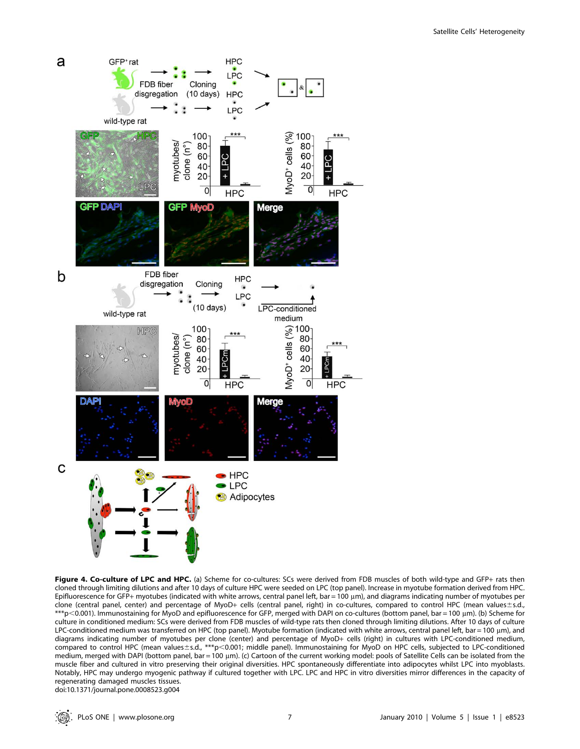**Figure 4. Co-culture of LPC and HPC.** (a) Scheme for co-cultures: SCs were derived from FDB muscles of both wild-type and GFP+ rats then cloned through limiting dilutions and after 10 days of culture HPC were seeded on LPC (top panel). Increase in myotube formation derived from HPC. Epifluorescence for GFP+ myotubes (indicated with white arrows, central panel left, bar = 100 µm), and diagrams indicating number of myotubes per clone (central panel, center) and percentage of MyoD+ cells (central panel, right) in co-cultures, compared to control HPC (mean values±s.d., ***p<0.001). Immunostaining for MyoD and epifluorescence for GFP, merged with DAPI on co-cultures (bottom panel, bar = 100 µm). (b) Scheme for culture in conditioned medium: SCs were derived from FDB muscles of wild-type rats then cloned through limiting dilutions. After 10 days of culture LPC-conditioned medium was transferred on HPC (top panel). Myotube formation (indicated with white arrows, central panel left, bar = 100 µm), and diagrams indicating number of myotubes per clone (center) and percentage of MyoD+ cells (right) in cultures with LPC-conditioned medium, compared to control HPC (mean values±s.d., ***p<0.001; middle panel). Immunostaining for MyoD on HPC cells, subjected to LPC-conditioned medium, merged with DAPI (bottom panel, bar = 100 µm). (c) Cartoon of the current working model: pools of Satellite Cells can be isolated from the muscle fiber and cultured in vitro preserving their original diversities. HPC spontaneously differentiate into adipocytes whilst LPC into myoblasts. Notably, HPC may undergo myogenic pathway if cultured together with LPC. LPC and HPC in vitro diversities mirror differences in the capacity of regenerating damaged muscles tissues.

doi:10.1371/journal.pone.0008523.g004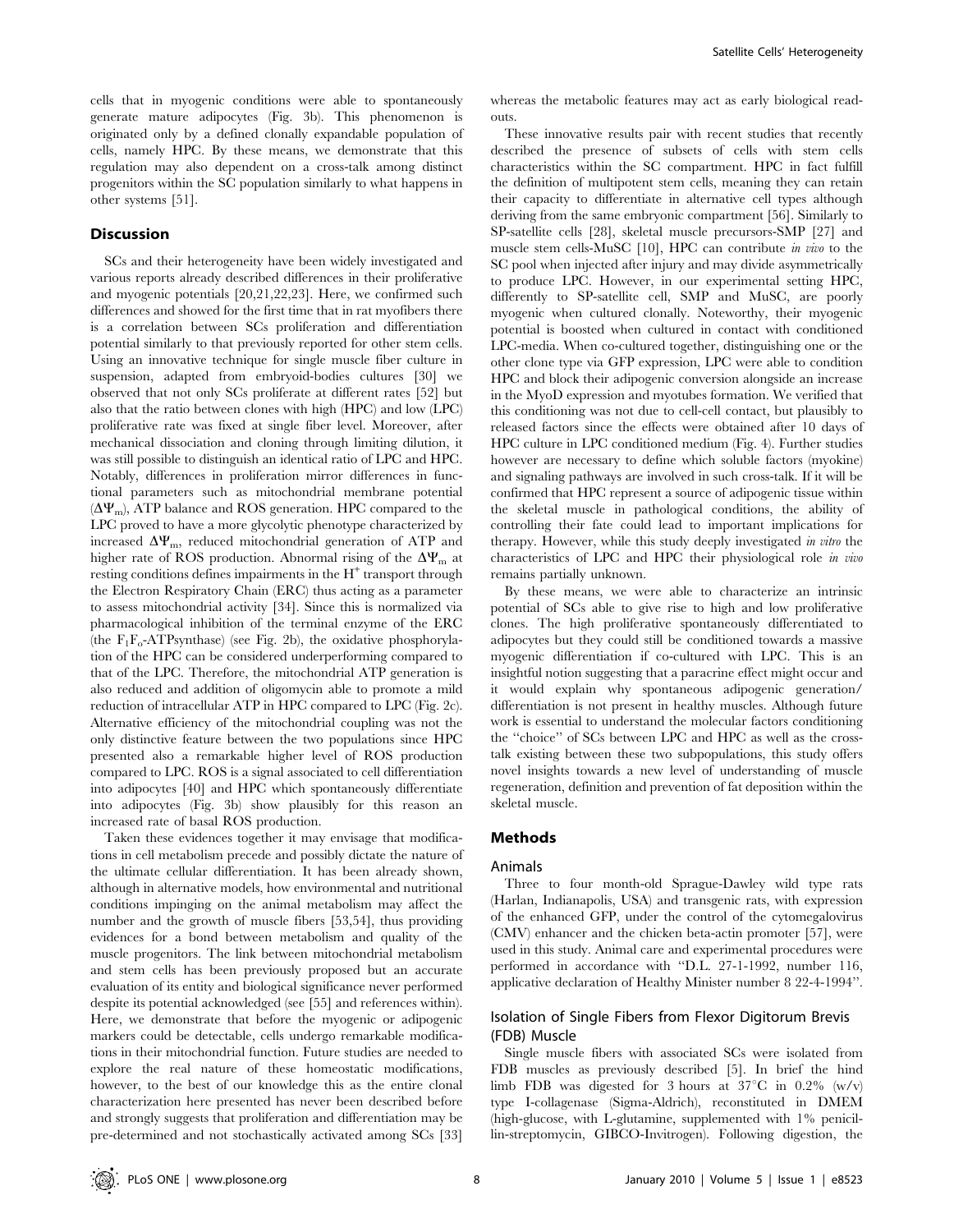cells that in myogenic conditions were able to spontaneously generate mature adipocytes (Fig. 3b). This phenomenon is originated only by a defined clonally expandable population of cells, namely HPC. By these means, we demonstrate that this regulation may also dependent on a cross-talk among distinct progenitors within the SC population similarly to what happens in other systems [51].

## Discussion

SCs and their heterogeneity have been widely investigated and various reports already described differences in their proliferative and myogenic potentials [20,21,22,23]. Here, we confirmed such differences and showed for the first time that in rat myofibers there is a correlation between SCs proliferation and differentiation potential similarly to that previously reported for other stem cells. Using an innovative technique for single muscle fiber culture in suspension, adapted from embryoid-bodies cultures [30] we observed that not only SCs proliferate at different rates [52] but also that the ratio between clones with high (HPC) and low (LPC) proliferative rate was fixed at single fiber level. Moreover, after mechanical dissociation and cloning through limiting dilution, it was still possible to distinguish an identical ratio of LPC and HPC. Notably, differences in proliferation mirror differences in functional parameters such as mitochondrial membrane potential ($\Delta\Psi_m$), ATP balance and ROS generation. HPC compared to the LPC proved to have a more glycolytic phenotype characterized by increased $\Delta\Psi_m$, reduced mitochondrial generation of ATP and higher rate of ROS production. Abnormal rising of the $\Delta\Psi_m$ at resting conditions defines impairments in the $H^+$ transport through the Electron Respiratory Chain (ERC) thus acting as a parameter to assess mitochondrial activity [34]. Since this is normalized via pharmacological inhibition of the terminal enzyme of the ERC (the $F_1F_o$-ATPsynthase) (see Fig. 2b), the oxidative phosphorylation of the HPC can be considered underperforming compared to that of the LPC. Therefore, the mitochondrial ATP generation is also reduced and addition of oligomycin able to promote a mild reduction of intracellular ATP in HPC compared to LPC (Fig. 2c). Alternative efficiency of the mitochondrial coupling was not the only distinctive feature between the two populations since HPC presented also a remarkable higher level of ROS production compared to LPC. ROS is a signal associated to cell differentiation into adipocytes [40] and HPC which spontaneously differentiate into adipocytes (Fig. 3b) show plausibly for this reason an increased rate of basal ROS production.

Taken these evidences together it may envisage that modifications in cell metabolism precede and possibly dictate the nature of the ultimate cellular differentiation. It has been already shown, although in alternative models, how environmental and nutritional conditions impinging on the animal metabolism may affect the number and the growth of muscle fibers [53,54], thus providing evidences for a bond between metabolism and quality of the muscle progenitors. The link between mitochondrial metabolism and stem cells has been previously proposed but an accurate evaluation of its entity and biological significance never performed despite its potential acknowledged (see [55] and references within). Here, we demonstrate that before the myogenic or adipogenic markers could be detectable, cells undergo remarkable modifications in their mitochondrial function. Future studies are needed to explore the real nature of these homeostatic modifications, however, to the best of our knowledge this as the entire clonal characterization here presented has never been described before and strongly suggests that proliferation and differentiation may be pre-determined and not stochastically activated among SCs [33] whereas the metabolic features may act as early biological read-outs.

These innovative results pair with recent studies that recently described the presence of subsets of cells with stem cells characteristics within the SC compartment. HPC in fact fulfill the definition of multipotent stem cells, meaning they can retain their capacity to differentiate in alternative cell types although deriving from the same embryonic compartment [56]. Similarly to SP-satellite cells [28], skeletal muscle precursors-SMP [27] and muscle stem cells-MuSC [10], HPC can contribute *in vivo* to the SC pool when injected after injury and may divide asymmetrically to produce LPC. However, in our experimental setting HPC, differently to SP-satellite cell, SMP and MuSC, are poorly myogenic when cultured clonally. Noteworthy, their myogenic potential is boosted when cultured in contact with conditioned LPC-media. When co-cultured together, distinguishing one or the other clone type via GFP expression, LPC were able to condition HPC and block their adipogenic conversion alongside an increase in the MyoD expression and myotubes formation. We verified that this conditioning was not due to cell-cell contact, but plausibly to released factors since the effects were obtained after 10 days of HPC culture in LPC conditioned medium (Fig. 4). Further studies however are necessary to define which soluble factors (myokine) and signaling pathways are involved in such cross-talk. If it will be confirmed that HPC represent a source of adipogenic tissue within the skeletal muscle in pathological conditions, the ability of controlling their fate could lead to important implications for therapy. However, while this study deeply investigated *in vitro* the characteristics of LPC and HPC their physiological role *in vivo* remains partially unknown.

By these means, we were able to characterize an intrinsic potential of SCs able to give rise to high and low proliferative clones. The high proliferative spontaneously differentiated to adipocytes but they could still be conditioned towards a massive myogenic differentiation if co-cultured with LPC. This is an insightful notion suggesting that a paracrine effect might occur and it would explain why spontaneous adipogenic generation/ differentiation is not present in healthy muscles. Although future work is essential to understand the molecular factors conditioning the "choice" of SCs between LPC and HPC as well as the cross-talk existing between these two subpopulations, this study offers novel insights towards a new level of understanding of muscle regeneration, definition and prevention of fat deposition within the skeletal muscle.

## Methods

### Animals

Three to four month-old Sprague-Dawley wild type rats (Harlan, Indianapolis, USA) and transgenic rats, with expression of the enhanced GFP, under the control of the cytomegalovirus (CMV) enhancer and the chicken beta-actin promoter [57], were used in this study. Animal care and experimental procedures were performed in accordance with "D.L. 27-1-1992, number 116, applicative declaration of Healthy Minister number 8 22-4-1994".

### Isolation of Single Fibers from Flexor Digitorum Brevis (FDB) Muscle

Single muscle fibers with associated SCs were isolated from FDB muscles as previously described [5]. In brief the hind limb FDB was digested for 3 hours at 37°C in 0.2% (w/v) type I-collagenase (Sigma-Aldrich), reconstituted in DMEM (high-glucose, with L-glutamine, supplemented with 1% penicillin-streptomycin, GIBCO-Invitrogen). Following digestion, the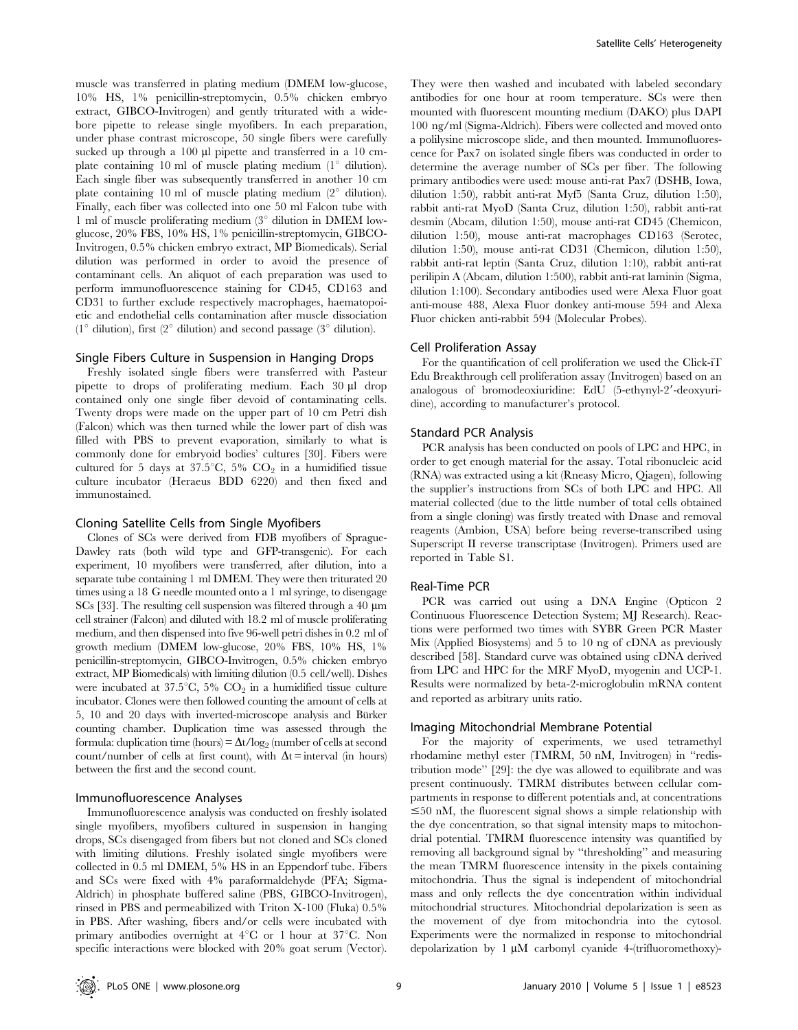muscle was transferred in plating medium (DMEM low-glucose, 10% HS, 1% penicillin-streptomycin, 0.5% chicken embryo extract, GIBCO-Invitrogen) and gently triturated with a wide-bore pipette to release single myofibers. In each preparation, under phase contrast microscope, 50 single fibers were carefully sucked up through a 100 µl pipette and transferred in a 10 cm-plate containing 10 ml of muscle plating medium (1° dilution). Each single fiber was subsequently transferred in another 10 cm plate containing 10 ml of muscle plating medium (2° dilution). Finally, each fiber was collected into one 50 ml Falcon tube with 1 ml of muscle proliferating medium (3° dilution in DMEM low-glucose, 20% FBS, 10% HS, 1% penicillin-streptomycin, GIBCO-Invitrogen, 0.5% chicken embryo extract, MP Biomedicals). Serial dilution was performed in order to avoid the presence of contaminant cells. An aliquot of each preparation was used to perform immunofluorescence staining for CD45, CD163 and CD31 to further exclude respectively macrophages, haematopoietic and endothelial cells contamination after muscle dissociation (1° dilution), first (2° dilution) and second passage (3° dilution).

## Single Fibers Culture in Suspension in Hanging Drops

Freshly isolated single fibers were transferred with Pasteur pipette to drops of proliferating medium. Each 30 µl drop contained only one single fiber devoid of contaminating cells. Twenty drops were made on the upper part of 10 cm Petri dish (Falcon) which was then turned while the lower part of dish was filled with PBS to prevent evaporation, similarly to what is commonly done for embryoid bodies' cultures [30]. Fibers were cultured for 5 days at 37.5°C, 5% $CO_2$ in a humidified tissue culture incubator (Heraeus BDD 6220) and then fixed and immunostained.

## Cloning Satellite Cells from Single Myofibers

Clones of SCs were derived from FDB myofibers of Sprague-Dawley rats (both wild type and GFP-transgenic). For each experiment, 10 myofibers were transferred, after dilution, into a separate tube containing 1 ml DMEM. They were then triturated 20 times using a 18 G needle mounted onto a 1 ml syringe, to disengage SCs [33]. The resulting cell suspension was filtered through a 40 µm cell strainer (Falcon) and diluted with 18.2 ml of muscle proliferating medium, and then dispensed into five 96-well petri dishes in 0.2 ml of growth medium (DMEM low-glucose, 20% FBS, 10% HS, 1% penicillin-streptomycin, GIBCO-Invitrogen, 0.5% chicken embryo extract, MP Biomedicals) with limiting dilution (0.5 cell/well). Dishes were incubated at 37.5°C, 5% $CO_2$ in a humidified tissue culture incubator. Clones were then followed counting the amount of cells at 5, 10 and 20 days with inverted-microscope analysis and Bürker counting chamber. Duplication time was assessed through the formula: duplication time (hours) = $\Delta t/\log_2$ (number of cells at second count/number of cells at first count), with $\Delta t$ = interval (in hours) between the first and the second count.

## Immunofluorescence Analyses

Immunofluorescence analysis was conducted on freshly isolated single myofibers, myofibers cultured in suspension in hanging drops, SCs disengaged from fibers but not cloned and SCs cloned with limiting dilutions. Freshly isolated single myofibers were collected in 0.5 ml DMEM, 5% HS in an Eppendorf tube. Fibers and SCs were fixed with 4% paraformaldehyde (PFA; Sigma-Aldrich) in phosphate buffered saline (PBS, GIBCO-Invitrogen), rinsed in PBS and permeabilized with Triton X-100 (Fluka) 0.5% in PBS. After washing, fibers and/or cells were incubated with primary antibodies overnight at 4°C or 1 hour at 37°C. Non specific interactions were blocked with 20% goat serum (Vector). They were then washed and incubated with labeled secondary antibodies for one hour at room temperature. SCs were then mounted with fluorescent mounting medium (DAKO) plus DAPI 100 ng/ml (Sigma-Aldrich). Fibers were collected and moved onto a polilysine microscope slide, and then mounted. Immunofluorescence for Pax7 on isolated single fibers was conducted in order to determine the average number of SCs per fiber. The following primary antibodies were used: mouse anti-rat Pax7 (DSHB, Iowa, dilution 1:50), rabbit anti-rat Myf5 (Santa Cruz, dilution 1:50), rabbit anti-rat MyoD (Santa Cruz, dilution 1:50), rabbit anti-rat desmin (Abcam, dilution 1:50), mouse anti-rat CD45 (Chemicon, dilution 1:50), mouse anti-rat macrophages CD163 (Serotec, dilution 1:50), mouse anti-rat CD31 (Chemicon, dilution 1:50), rabbit anti-rat leptin (Santa Cruz, dilution 1:10), rabbit anti-rat perilipin A (Abcam, dilution 1:500), rabbit anti-rat laminin (Sigma, dilution 1:100). Secondary antibodies used were Alexa Fluor goat anti-mouse 488, Alexa Fluor donkey anti-mouse 594 and Alexa Fluor chicken anti-rabbit 594 (Molecular Probes).

## Cell Proliferation Assay

For the quantification of cell proliferation we used the Click-iT Edu Breakthrough cell proliferation assay (Invitrogen) based on an analogous of bromodeoxiuridine: EdU (5-ethynyl-2′-deoxyuridine), according to manufacturer's protocol.

## Standard PCR Analysis

PCR analysis has been conducted on pools of LPC and HPC, in order to get enough material for the assay. Total ribonucleic acid (RNA) was extracted using a kit (Rneasy Micro, Qiagen), following the supplier's instructions from SCs of both LPC and HPC. All material collected (due to the little number of total cells obtained from a single cloning) was firstly treated with Dnase and removal reagents (Ambion, USA) before being reverse-transcribed using Superscript II reverse transcriptase (Invitrogen). Primers used are reported in Table S1.

## Real-Time PCR

PCR was carried out using a DNA Engine (Opticon 2 Continuous Fluorescence Detection System; MJ Research). Reactions were performed two times with SYBR Green PCR Master Mix (Applied Biosystems) and 5 to 10 ng of cDNA as previously described [58]. Standard curve was obtained using cDNA derived from LPC and HPC for the MRF MyoD, myogenin and UCP-1. Results were normalized by beta-2-microglobulin mRNA content and reported as arbitrary units ratio.

## Imaging Mitochondrial Membrane Potential

For the majority of experiments, we used tetramethyl rhodamine methyl ester (TMRM, 50 nM, Invitrogen) in "redistribution mode" [29]: the dye was allowed to equilibrate and was present continuously. TMRM distributes between cellular compartments in response to different potentials and, at concentrations ≤50 nM, the fluorescent signal shows a simple relationship with the dye concentration, so that signal intensity maps to mitochondrial potential. TMRM fluorescence intensity was quantified by removing all background signal by "thresholding" and measuring the mean TMRM fluorescence intensity in the pixels containing mitochondria. Thus the signal is independent of mitochondrial mass and only reflects the dye concentration within individual mitochondrial structures. Mitochondrial depolarization is seen as the movement of dye from mitochondria into the cytosol. Experiments were the normalized in response to mitochondrial depolarization by 1 µM carbonyl cyanide 4-(trifluoromethoxy)-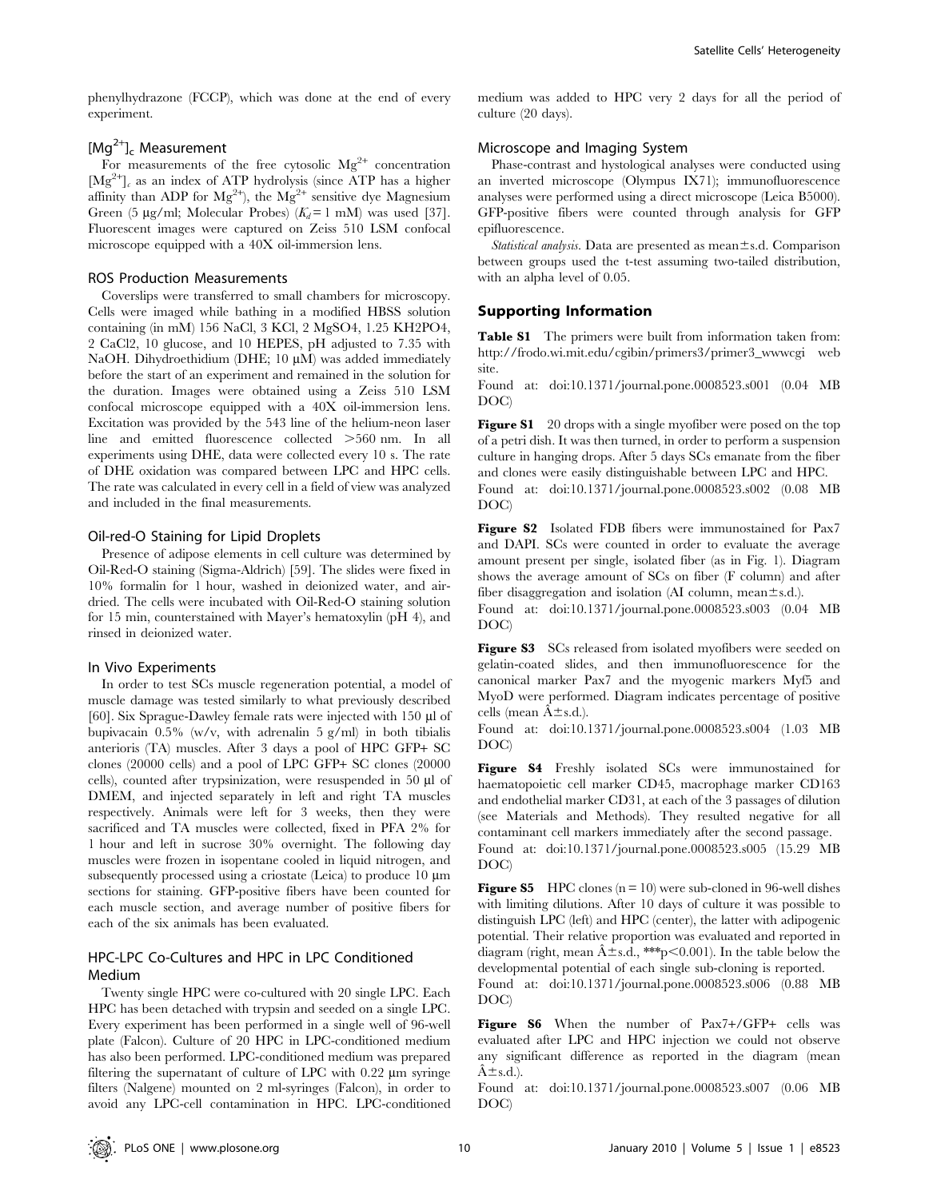phenylhydrazone (FCCP), which was done at the end of every experiment.

### $[Mg^{2+}]_c$ Measurement

For measurements of the free cytosolic $Mg^{2+}$ concentration $[Mg^{2+}]_c$ as an index of ATP hydrolysis (since ATP has a higher affinity than ADP for $Mg^{2+}$), the $Mg^{2+}$ sensitive dye Magnesium Green (5 µg/ml; Molecular Probes) ($K_d$ = 1 mM) was used [37]. Fluorescent images were captured on Zeiss 510 LSM confocal microscope equipped with a 40X oil-immersion lens.

### ROS Production Measurements

Coverslips were transferred to small chambers for microscopy. Cells were imaged while bathing in a modified HBSS solution containing (in mM) 156 NaCl, 3 KCl, 2 MgSO4, 1.25 KH2PO4, 2 CaCl2, 10 glucose, and 10 HEPES, pH adjusted to 7.35 with NaOH. Dihydroethidium (DHE; 10 µM) was added immediately before the start of an experiment and remained in the solution for the duration. Images were obtained using a Zeiss 510 LSM confocal microscope equipped with a 40X oil-immersion lens. Excitation was provided by the 543 line of the helium-neon laser line and emitted fluorescence collected >560 nm. In all experiments using DHE, data were collected every 10 s. The rate of DHE oxidation was compared between LPC and HPC cells. The rate was calculated in every cell in a field of view was analyzed and included in the final measurements.

### Oil-red-O Staining for Lipid Droplets

Presence of adipose elements in cell culture was determined by Oil-Red-O staining (Sigma-Aldrich) [59]. The slides were fixed in 10% formalin for 1 hour, washed in deionized water, and air-dried. The cells were incubated with Oil-Red-O staining solution for 15 min, counterstained with Mayer's hematoxylin (pH 4), and rinsed in deionized water.

### In Vivo Experiments

In order to test SCs muscle regeneration potential, a model of muscle damage was tested similarly to what previously described [60]. Six Sprague-Dawley female rats were injected with 150 µl of bupivacain 0.5% (w/v, with adrenalin 5 g/ml) in both tibialis anterioris (TA) muscles. After 3 days a pool of HPC GFP+ SC clones (20000 cells) and a pool of LPC GFP+ SC clones (20000 cells), counted after trypsinization, were resuspended in 50 µl of DMEM, and injected separately in left and right TA muscles respectively. Animals were left for 3 weeks, then they were sacrificed and TA muscles were collected, fixed in PFA 2% for 1 hour and left in sucrose 30% overnight. The following day muscles were frozen in isopentane cooled in liquid nitrogen, and subsequently processed using a criostate (Leica) to produce 10 µm sections for staining. GFP-positive fibers have been counted for each muscle section, and average number of positive fibers for each of the six animals has been evaluated.

### HPC-LPC Co-Cultures and HPC in LPC Conditioned Medium

Twenty single HPC were co-cultured with 20 single LPC. Each HPC has been detached with trypsin and seeded on a single LPC. Every experiment has been performed in a single well of 96-well plate (Falcon). Culture of 20 HPC in LPC-conditioned medium has also been performed. LPC-conditioned medium was prepared filtering the supernatant of culture of LPC with 0.22 µm syringe filters (Nalgene) mounted on 2 ml-syringes (Falcon), in order to avoid any LPC-cell contamination in HPC. LPC-conditioned medium was added to HPC very 2 days for all the period of culture (20 days).

### Microscope and Imaging System

Phase-contrast and hystological analyses were conducted using an inverted microscope (Olympus IX71); immunofluorescence analyses were performed using a direct microscope (Leica B5000). GFP-positive fibers were counted through analysis for GFP epifluorescence.

*Statistical analysis.* Data are presented as mean±s.d. Comparison between groups used the t-test assuming two-tailed distribution, with an alpha level of 0.05.

## Supporting Information

**Table S1** The primers were built from information taken from: http://frodo.wi.mit.edu/cgibin/primers3/primer3_wwwcgi web site.
Found at: doi:10.1371/journal.pone.0008523.s001 (0.04 MB DOC)

**Figure S1** 20 drops with a single myofiber were posed on the top of a petri dish. It was then turned, in order to perform a suspension culture in hanging drops. After 5 days SCs emanate from the fiber and clones were easily distinguishable between LPC and HPC.
Found at: doi:10.1371/journal.pone.0008523.s002 (0.08 MB DOC)

**Figure S2** Isolated FDB fibers were immunostained for Pax7 and DAPI. SCs were counted in order to evaluate the average amount present per single, isolated fiber (as in Fig. 1). Diagram shows the average amount of SCs on fiber (F column) and after fiber disaggregation and isolation (AI column, mean±s.d.).
Found at: doi:10.1371/journal.pone.0008523.s003 (0.04 MB DOC)

**Figure S3** SCs released from isolated myofibers were seeded on gelatin-coated slides, and then immunofluorescence for the canonical marker Pax7 and the myogenic markers Myf5 and MyoD were performed. Diagram indicates percentage of positive cells (mean Â±s.d.).
Found at: doi:10.1371/journal.pone.0008523.s004 (1.03 MB DOC)

**Figure S4** Freshly isolated SCs were immunostained for haematopoietic cell marker CD45, macrophage marker CD163 and endothelial marker CD31, at each of the 3 passages of dilution (see Materials and Methods). They resulted negative for all contaminant cell markers immediately after the second passage.
Found at: doi:10.1371/journal.pone.0008523.s005 (15.29 MB DOC)

**Figure S5** HPC clones (n = 10) were sub-cloned in 96-well dishes with limiting dilutions. After 10 days of culture it was possible to distinguish LPC (left) and HPC (center), the latter with adipogenic potential. Their relative proportion was evaluated and reported in diagram (right, mean Â±s.d., ***p<0.001). In the table below the developmental potential of each single sub-cloning is reported.
Found at: doi:10.1371/journal.pone.0008523.s006 (0.88 MB DOC)

**Figure S6** When the number of Pax7+/GFP+ cells was evaluated after LPC and HPC injection we could not observe any significant difference as reported in the diagram (mean Â±s.d.).
Found at: doi:10.1371/journal.pone.0008523.s007 (0.06 MB DOC)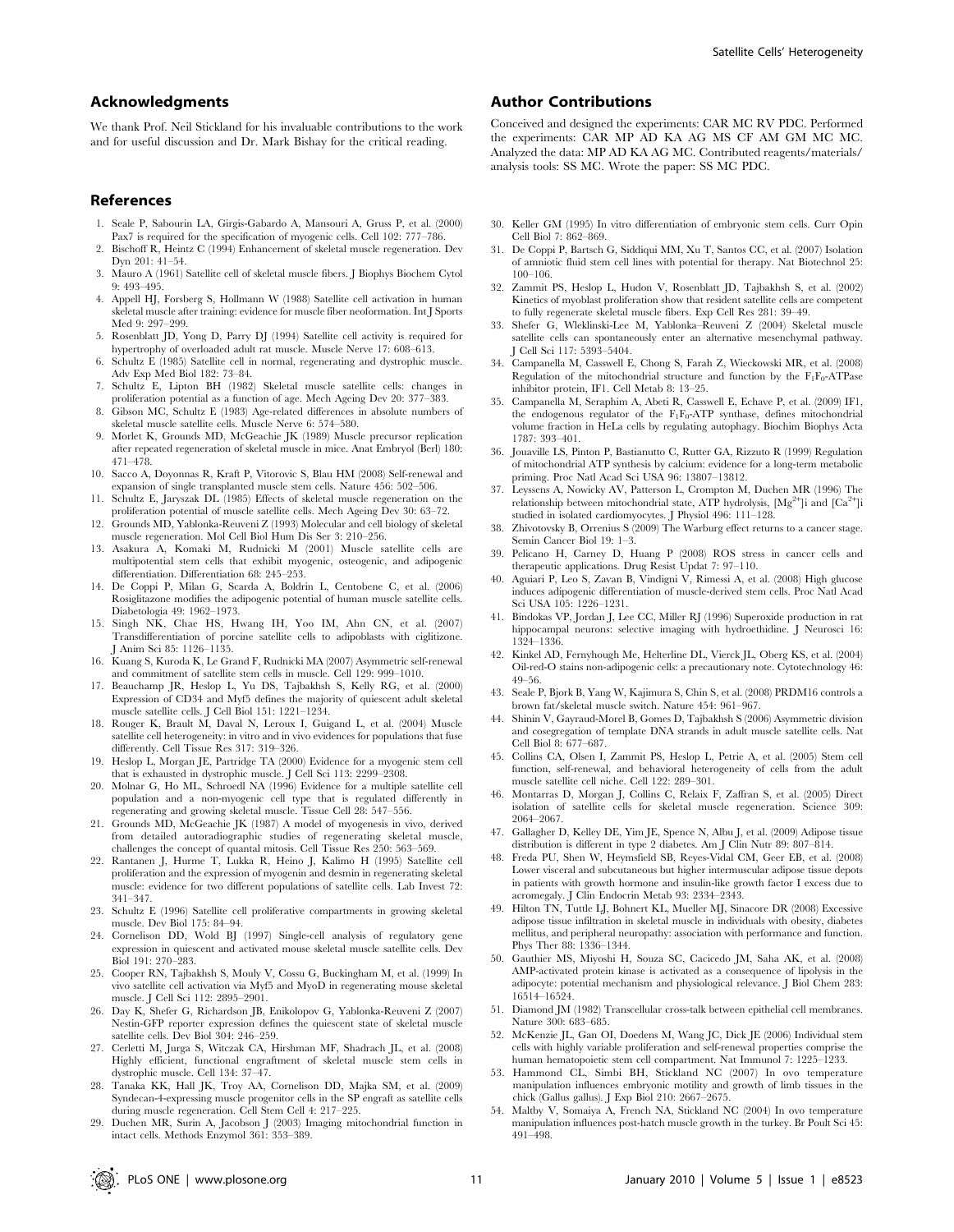## Acknowledgments

We thank Prof. Neil Stickland for his invaluable contributions to the work and for useful discussion and Dr. Mark Bishay for the critical reading.

## Author Contributions

Conceived and designed the experiments: CAR MC RV PDC. Performed the experiments: CAR MP AD KA AG MS CF AM GM MC MC. Analyzed the data: MP AD KA AG MC. Contributed reagents/materials/analysis tools: SS MC. Wrote the paper: SS MC PDC.

## References

1. Seale P, Sabourin LA, Girgis-Gabardo A, Mansouri A, Gruss P, et al. (2000) Pax7 is required for the specification of myogenic cells. Cell 102: 777–786.
2. Bischoff R, Heintz C (1994) Enhancement of skeletal muscle regeneration. Dev Dyn 201: 41–54.
3. Mauro A (1961) Satellite cell of skeletal muscle fibers. J Biophys Biochem Cytol 9: 493–495.
4. Appell HJ, Forsberg S, Hollmann W (1988) Satellite cell activation in human skeletal muscle after training: evidence for muscle fiber neoformation. Int J Sports Med 9: 297–299.
5. Rosenblatt JD, Yong D, Parry DJ (1994) Satellite cell activity is required for hypertrophy of overloaded adult rat muscle. Muscle Nerve 17: 608–613.
6. Schultz E (1985) Satellite cell in normal, regenerating and dystrophic muscle. Adv Exp Med Biol 182: 73–84.
7. Schultz E, Lipton BH (1982) Skeletal muscle satellite cells: changes in proliferation potential as a function of age. Mech Ageing Dev 20: 377–383.
8. Gibson MC, Schultz E (1983) Age-related differences in absolute numbers of skeletal muscle satellite cells. Muscle Nerve 6: 574–580.
9. Morlet K, Grounds MD, McGeachie JK (1989) Muscle precursor replication after repeated regeneration of skeletal muscle in mice. Anat Embryol (Berl) 180: 471–478.
10. Sacco A, Doyonnas R, Kraft P, Vitorovic S, Blau HM (2008) Self-renewal and expansion of single transplanted muscle stem cells. Nature 456: 502–506.
11. Schultz E, Jaryszak DL (1985) Effects of skeletal muscle regeneration on the proliferation potential of muscle satellite cells. Mech Ageing Dev 30: 63–72.
12. Grounds MD, Yablonka-Reuveni Z (1993) Molecular and cell biology of skeletal muscle regeneration. Mol Cell Biol Hum Dis Ser 3: 210–256.
13. Asakura A, Komaki M, Rudnicki M (2001) Muscle satellite cells are multipotential stem cells that exhibit myogenic, osteogenic, and adipogenic differentiation. Differentiation 68: 245–253.
14. De Coppi P, Milan G, Scarda A, Boldrin L, Centobene C, et al. (2006) Rosiglitazone modifies the adipogenic potential of human muscle satellite cells. Diabetologia 49: 1962–1973.
15. Singh NK, Chae HS, Hwang IH, Yoo IM, Ahn CN, et al. (2007) Transdifferentiation of porcine satellite cells to adipoblasts with ciglitizone. J Anim Sci 85: 1126–1135.
16. Kuang S, Kuroda K, Le Grand F, Rudnicki MA (2007) Asymmetric self-renewal and commitment of satellite stem cells in muscle. Cell 129: 999–1010.
17. Beauchamp JR, Heslop L, Yu DS, Tajbakhsh S, Kelly RG, et al. (2000) Expression of CD34 and Myf5 defines the majority of quiescent adult skeletal muscle satellite cells. J Cell Biol 151: 1221–1234.
18. Rouger K, Brault M, Daval N, Leroux I, Guigand L, et al. (2004) Muscle satellite cell heterogeneity: in vitro and in vivo evidences for populations that fuse differently. Cell Tissue Res 317: 319–326.
19. Heslop L, Morgan JE, Partridge TA (2000) Evidence for a myogenic stem cell that is exhausted in dystrophic muscle. J Cell Sci 113: 2299–2308.
20. Molnar G, Ho ML, Schroedl NA (1996) Evidence for a multiple satellite cell population and a non-myogenic cell type that is regulated differently in regenerating and growing skeletal muscle. Tissue Cell 28: 547–556.
21. Grounds MD, McGeachie JK (1987) A model of myogenesis in vivo, derived from detailed autoradiographic studies of regenerating skeletal muscle, challenges the concept of quantal mitosis. Cell Tissue Res 250: 563–569.
22. Rantanen J, Hurme T, Lukka R, Heino J, Kalimo H (1995) Satellite cell proliferation and the expression of myogenin and desmin in regenerating skeletal muscle: evidence for two different populations of satellite cells. Lab Invest 72: 341–347.
23. Schultz E (1996) Satellite cell proliferative compartments in growing skeletal muscle. Dev Biol 175: 84–94.
24. Cornelison DD, Wold BJ (1997) Single-cell analysis of regulatory gene expression in quiescent and activated mouse skeletal muscle satellite cells. Dev Biol 191: 270–283.
25. Cooper RN, Tajbakhsh S, Mouly V, Cossu G, Buckingham M, et al. (1999) In vivo satellite cell activation via Myf5 and MyoD in regenerating mouse skeletal muscle. J Cell Sci 112: 2895–2901.
26. Day K, Shefer G, Richardson JB, Enikolopov G, Yablonka-Reuveni Z (2007) Nestin-GFP reporter expression defines the quiescent state of skeletal muscle satellite cells. Dev Biol 304: 246–259.
27. Cerletti M, Jurga S, Witczak CA, Hirshman MF, Shadrach JL, et al. (2008) Highly efficient, functional engraftment of skeletal muscle stem cells in dystrophic muscle. Cell 134: 37–47.
28. Tanaka KK, Hall JK, Troy AA, Cornelison DD, Majka SM, et al. (2009) Syndecan-4-expressing muscle progenitor cells in the SP engraft as satellite cells during muscle regeneration. Cell Stem Cell 4: 217–225.
29. Duchen MR, Surin A, Jacobson J (2003) Imaging mitochondrial function in intact cells. Methods Enzymol 361: 353–389.
30. Keller GM (1995) In vitro differentiation of embryonic stem cells. Curr Opin Cell Biol 7: 862–869.
31. De Coppi P, Bartsch G, Siddiqui MM, Xu T, Santos CC, et al. (2007) Isolation of amniotic fluid stem cell lines with potential for therapy. Nat Biotechnol 25: 100–106.
32. Zammit PS, Heslop L, Hudon V, Rosenblatt JD, Tajbakhsh S, et al. (2002) Kinetics of myoblast proliferation show that resident satellite cells are competent to fully regenerate skeletal muscle fibers. Exp Cell Res 281: 39–49.
33. Shefer G, Wleklinski-Lee M, Yablonka-Reuveni Z (2004) Skeletal muscle satellite cells can spontaneously enter an alternative mesenchymal pathway. J Cell Sci 117: 5393–5404.
34. Campanella M, Casswell E, Chong S, Farah Z, Wieckowski MR, et al. (2008) Regulation of the mitochondrial structure and function by the $F_1F_0$-ATPase inhibitor protein, IF1. Cell Metab 8: 13–25.
35. Campanella M, Seraphim A, Abeti R, Casswell E, Echave P, et al. (2009) IF1, the endogenous regulator of the $F_1F_0$-ATP synthase, defines mitochondrial volume fraction in HeLa cells by regulating autophagy. Biochim Biophys Acta 1787: 393–401.
36. Jouaville LS, Pinton P, Bastianutto C, Rutter GA, Rizzuto R (1999) Regulation of mitochondrial ATP synthesis by calcium: evidence for a long-term metabolic priming. Proc Natl Acad Sci USA 96: 13807–13812.
37. Leyssens A, Nowicky AV, Patterson L, Crompton M, Duchen MR (1996) The relationship between mitochondrial state, ATP hydrolysis, $[Mg^{2+}]$i and $[Ca^{2+}]$i studied in isolated cardiomyocytes. J Physiol 496: 111–128.
38. Zhivotovsky B, Orrenius S (2009) The Warburg effect returns to a cancer stage. Semin Cancer Biol 19: 1–3.
39. Pelicano H, Carney D, Huang P (2008) ROS stress in cancer cells and therapeutic applications. Drug Resist Updat 7: 97–110.
40. Aguiari P, Leo S, Zavan B, Vindigni V, Rimessi A, et al. (2008) High glucose induces adipogenic differentiation of muscle-derived stem cells. Proc Natl Acad Sci USA 105: 1226–1231.
41. Bindokas VP, Jordan J, Lee CC, Miller RJ (1996) Superoxide production in rat hippocampal neurons: selective imaging with hydroethidine. J Neurosci 16: 1324–1336.
42. Kinkel AD, Fernyhough Me, Helterline DL, Vierck JL, Oberg KS, et al. (2004) Oil-red-O stains non-adipogenic cells: a precautionary note. Cytotechnology 46: 49–56.
43. Seale P, Bjork B, Yang W, Kajimura S, Chin S, et al. (2008) PRDM16 controls a brown fat/skeletal muscle switch. Nature 454: 961–967.
44. Shinin V, Gayraud-Morel B, Gomes D, Tajbakhsh S (2006) Asymmetric division and cosegregation of template DNA strands in adult muscle satellite cells. Nat Cell Biol 8: 677–687.
45. Collins CA, Olsen I, Zammit PS, Heslop L, Petrie A, et al. (2005) Stem cell function, self-renewal, and behavioral heterogeneity of cells from the adult muscle satellite cell niche. Cell 122: 289–301.
46. Montarras D, Morgan J, Collins C, Relaix F, Zaffran S, et al. (2005) Direct isolation of satellite cells for skeletal muscle regeneration. Science 309: 2064–2067.
47. Gallagher D, Kelley DE, Yim JE, Spence N, Albu J, et al. (2009) Adipose tissue distribution is different in type 2 diabetes. Am J Clin Nutr 89: 807–814.
48. Freda PU, Shen W, Heymsfield SB, Reyes-Vidal CM, Geer EB, et al. (2008) Lower visceral and subcutaneous but higher intermuscular adipose tissue depots in patients with growth hormone and insulin-like growth factor I excess due to acromegaly. J Clin Endocrin Metab 93: 2334–2343.
49. Hilton TN, Tuttle LJ, Bohnert KL, Mueller MJ, Sinacore DR (2008) Excessive adipose tissue infiltration in skeletal muscle in individuals with obesity, diabetes mellitus, and peripheral neuropathy: association with performance and function. Phys Ther 88: 1336–1344.
50. Gauthier MS, Miyoshi H, Souza SC, Cacicedo JM, Saha AK, et al. (2008) AMP-activated protein kinase is activated as a consequence of lipolysis in the adipocyte: potential mechanism and physiological relevance. J Biol Chem 283: 16514–16524.
51. Diamond JM (1982) Transcellular cross-talk between epithelial cell membranes. Nature 300: 683–685.
52. McKenzie JL, Gan OI, Doedens M, Wang JC, Dick JE (2006) Individual stem cells with highly variable proliferation and self-renewal properties comprise the human hematopoietic stem cell compartment. Nat Immunol 7: 1225–1233.
53. Hammond CL, Simbi BH, Stickland NC (2007) In ovo temperature manipulation influences embryonic motility and growth of limb tissues in the chick (Gallus gallus). J Exp Biol 210: 2667–2675.
54. Maltby V, Somaiya A, French NA, Stickland NC (2004) In ovo temperature manipulation influences post-hatch muscle growth in the turkey. Br Poult Sci 45: 491–498.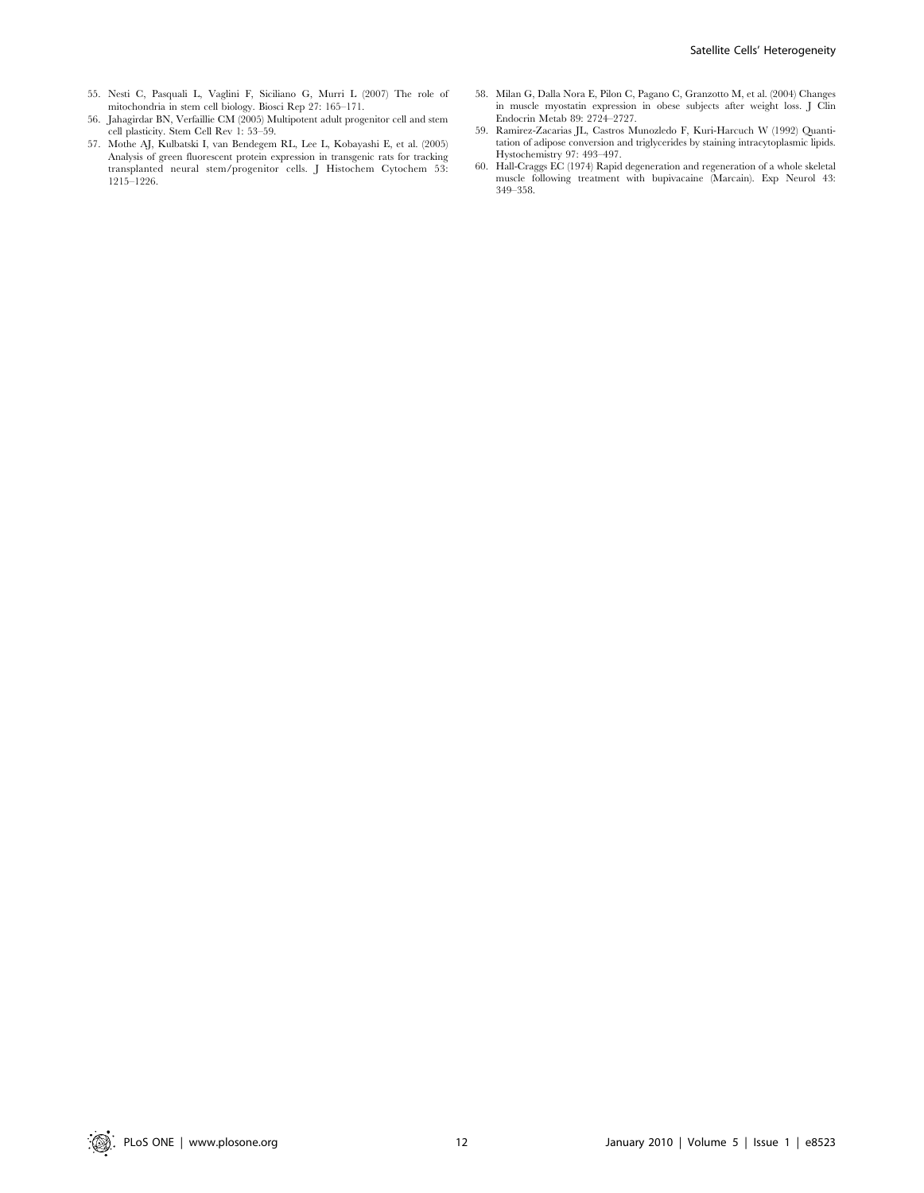55. Nesti C, Pasquali L, Vaglini F, Siciliano G, Murri L (2007) The role of mitochondria in stem cell biology. Biosci Rep 27: 165–171.
56. Jahagirdar BN, Verfaillie CM (2005) Multipotent adult progenitor cell and stem cell plasticity. Stem Cell Rev 1: 53–59.
57. Mothe AJ, Kulbatski I, van Bendegem RL, Lee L, Kobayashi E, et al. (2005) Analysis of green fluorescent protein expression in transgenic rats for tracking transplanted neural stem/progenitor cells. J Histochem Cytochem 53: 1215–1226.
58. Milan G, Dalla Nora E, Pilon C, Pagano C, Granzotto M, et al. (2004) Changes in muscle myostatin expression in obese subjects after weight loss. J Clin Endocrin Metab 89: 2724–2727.
59. Ramirez-Zacarias JL, Castros Munozledo F, Kuri-Harcuch W (1992) Quantitation of adipose conversion and triglycerides by staining intracytoplasmic lipids. Hystochemistry 97: 493–497.
60. Hall-Craggs EC (1974) Rapid degeneration and regeneration of a whole skeletal muscle following treatment with bupivacaine (Marcain). Exp Neurol 43: 349–358.